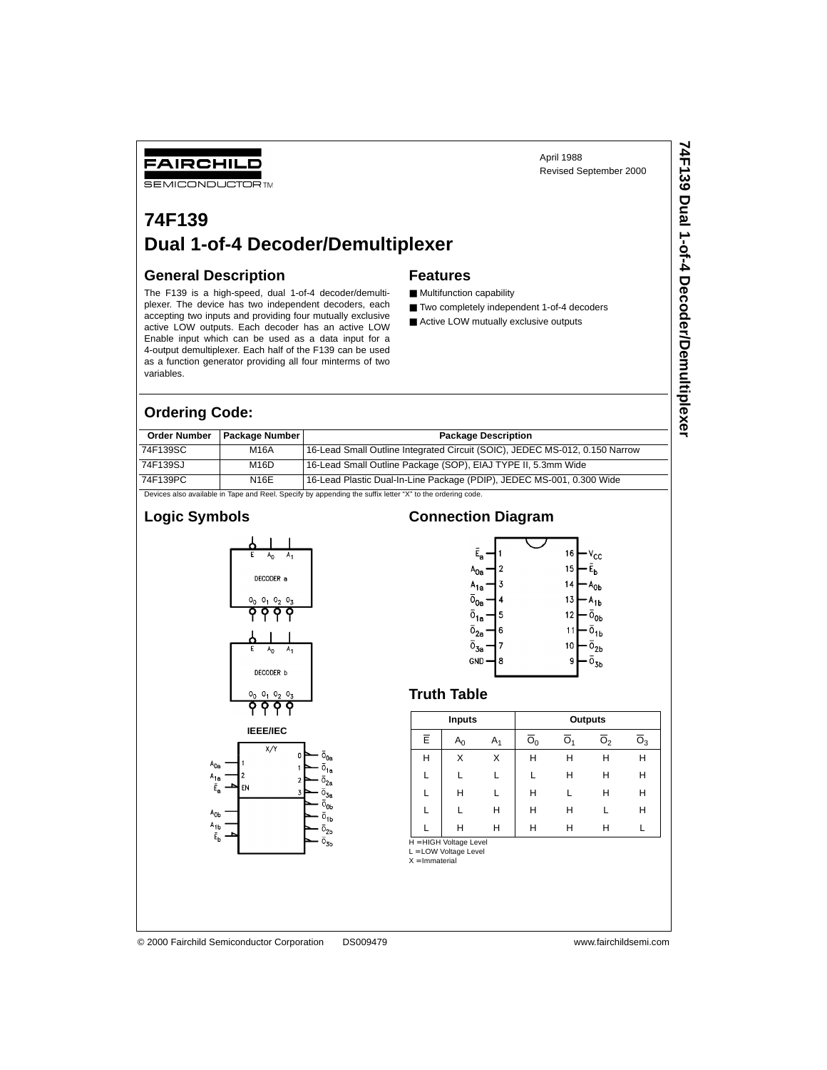FAIRCHILD SEMICONDUCTOR™

April 1988
Revised September 2000

# 74F139
# Dual 1-of-4 Decoder/Demultiplexer

## General Description

The F139 is a high-speed, dual 1-of-4 decoder/demultiplexer. The device has two independent decoders, each accepting two inputs and providing four mutually exclusive active LOW outputs. Each decoder has an active LOW Enable input which can be used as a data input for a 4-output demultiplexer. Each half of the F139 can be used as a function generator providing all four minterms of two variables.

## Features

- Multifunction capability
- Two completely independent 1-of-4 decoders
- Active LOW mutually exclusive outputs

## Ordering Code:

| Order Number | Package Number | Package Description |
|---|---|---|
| 74F139SC | M16A | 16-Lead Small Outline Integrated Circuit (SOIC), JEDEC MS-012, 0.150 Narrow |
| 74F139SJ | M16D | 16-Lead Small Outline Package (SOP), EIAJ TYPE II, 5.3mm Wide |
| 74F139PC | N16E | 16-Lead Plastic Dual-In-Line Package (PDIP), JEDEC MS-001, 0.300 Wide |

Devices also available in Tape and Reel. Specify by appending the suffix letter "X" to the ordering code.

## Logic Symbols

IEEE/IEC

## Connection Diagram

## Truth Table

| Inputs | | | Outputs | | | |
|---|---|---|---|---|---|---|
| $\overline{E}$ | $A_0$ | $A_1$ | $\overline{O}_0$ | $\overline{O}_1$ | $\overline{O}_2$ | $\overline{O}_3$ |
| H | X | X | H | H | H | H |
| L | L | L | L | H | H | H |
| L | H | L | H | L | H | H |
| L | L | H | H | H | L | H |
| L | H | H | H | H | H | L |

H = HIGH Voltage Level
L = LOW Voltage Level
X = Immaterial

© 2000 Fairchild Semiconductor Corporation DS009479 www.fairchildsemi.com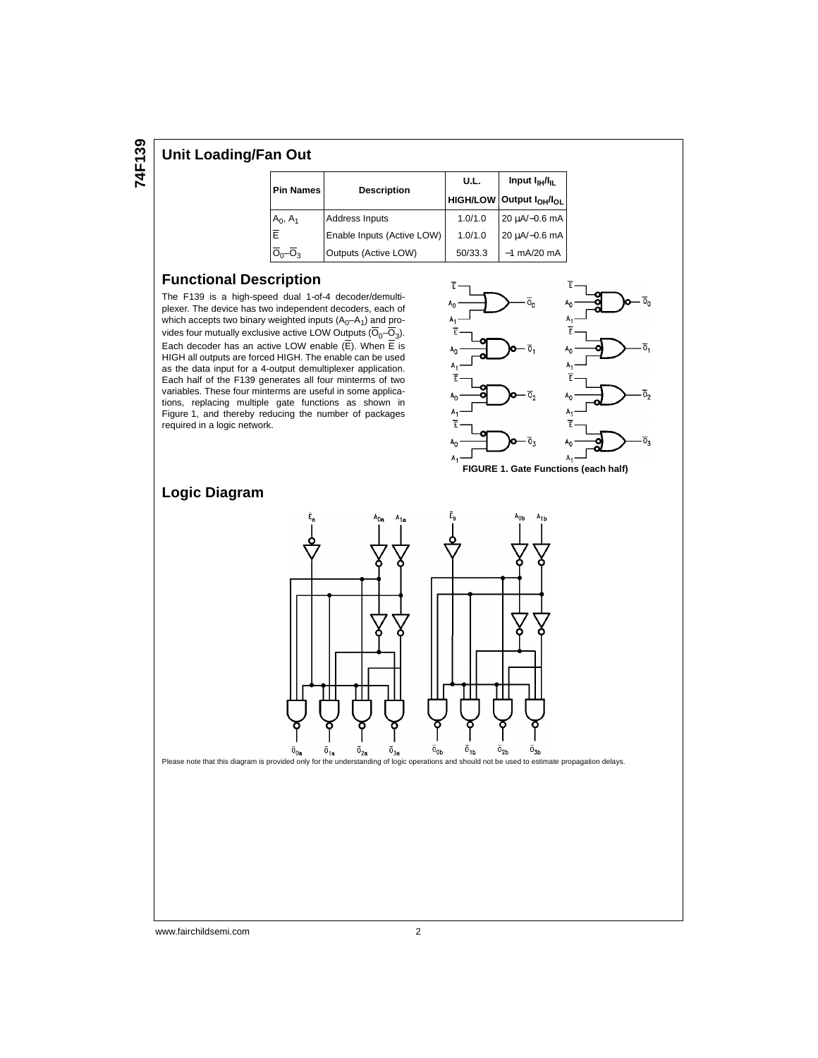## Unit Loading/Fan Out

| Pin Names | Description | U.L. HIGH/LOW | Input $I_{IH}/I_{IL}$ Output $I_{OH}/I_{OL}$ |
|---|---|---|---|
| $A_0$, $A_1$ | Address Inputs | 1.0/1.0 | 20 µA/−0.6 mA |
| $\overline{E}$ | Enable Inputs (Active LOW) | 1.0/1.0 | 20 µA/−0.6 mA |
| $\overline{O}_0$–$\overline{O}_3$ | Outputs (Active LOW) | 50/33.3 | −1 mA/20 mA |

## Functional Description

The F139 is a high-speed dual 1-of-4 decoder/demultiplexer. The device has two independent decoders, each of which accepts two binary weighted inputs ($A_0$–$A_1$) and provides four mutually exclusive active LOW Outputs ($\overline{O}_0$–$\overline{O}_3$). Each decoder has an active LOW enable ($\overline{E}$). When $\overline{E}$ is HIGH all outputs are forced HIGH. The enable can be used as the data input for a 4-output demultiplexer application. Each half of the F139 generates all four minterms of two variables. These four minterms are useful in some applications, replacing multiple gate functions as shown in Figure 1, and thereby reducing the number of packages required in a logic network.

**FIGURE 1. Gate Functions (each half)**

## Logic Diagram

Please note that this diagram is provided only for the understanding of logic operations and should not be used to estimate propagation delays.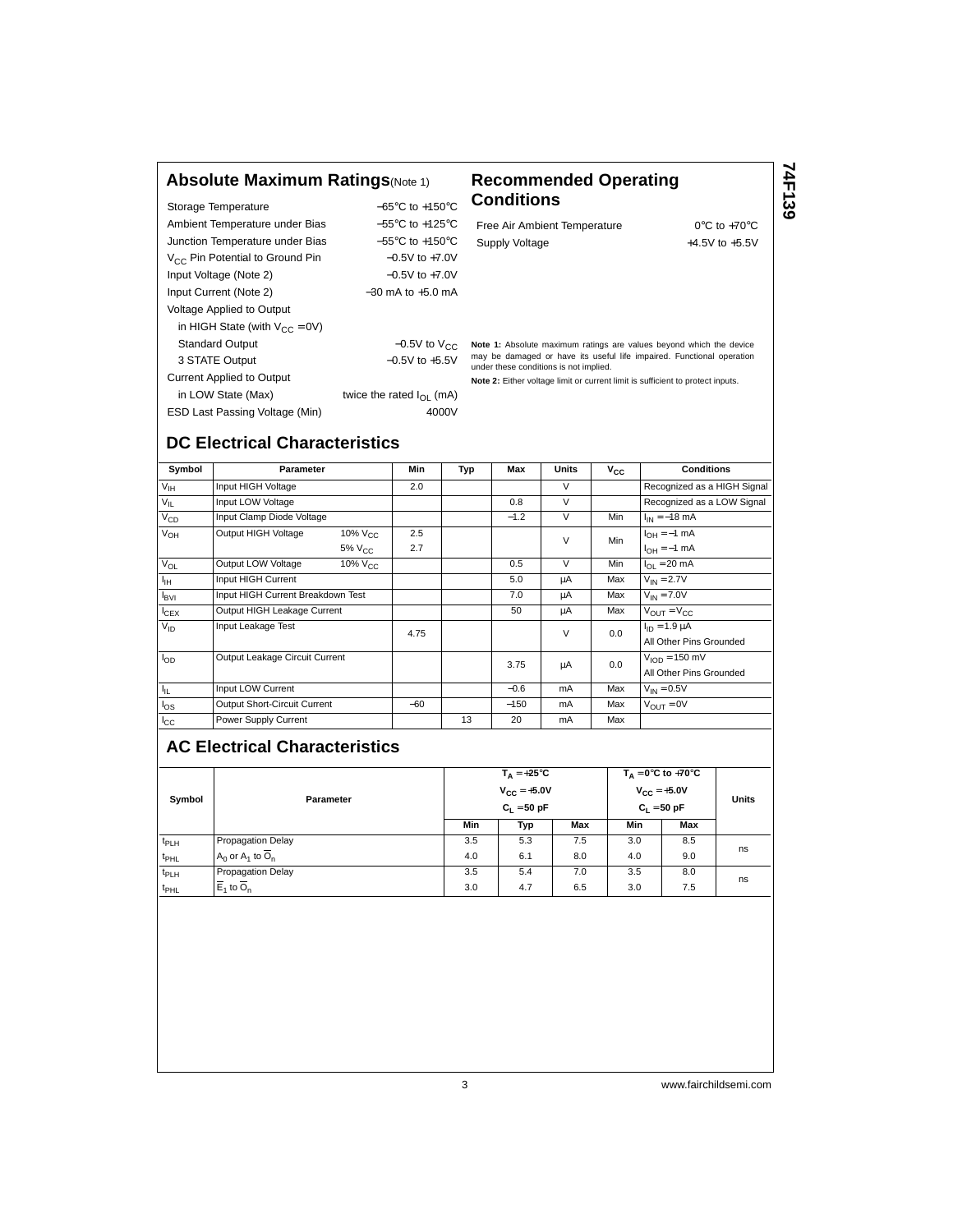## Absolute Maximum Ratings (Note 1)

| | |
|---|---|
| Storage Temperature | −65°C to +150°C |
| Ambient Temperature under Bias | −55°C to +125°C |
| Junction Temperature under Bias | −55°C to +150°C |
| $V_{CC}$ Pin Potential to Ground Pin | −0.5V to +7.0V |
| Input Voltage (Note 2) | −0.5V to +7.0V |
| Input Current (Note 2) | −30 mA to +5.0 mA |
| Voltage Applied to Output in HIGH State (with $V_{CC}$ = 0V) | |
| Standard Output | −0.5V to $V_{CC}$ |
| 3 STATE Output | −0.5V to +5.5V |
| Current Applied to Output in LOW State (Max) | twice the rated $I_{OL}$ (mA) |
| ESD Last Passing Voltage (Min) | 4000V |

## Recommended Operating Conditions

| | |
|---|---|
| Free Air Ambient Temperature | 0°C to +70°C |
| Supply Voltage | +4.5V to +5.5V |

**Note 1:** Absolute maximum ratings are values beyond which the device may be damaged or have its useful life impaired. Functional operation under these conditions is not implied.

**Note 2:** Either voltage limit or current limit is sufficient to protect inputs.

## DC Electrical Characteristics

| Symbol | Parameter | | Min | Typ | Max | Units | $V_{CC}$ | Conditions |
|---|---|---|---|---|---|---|---|---|
| $V_{IH}$ | Input HIGH Voltage | | 2.0 | | | V | | Recognized as a HIGH Signal |
| $V_{IL}$ | Input LOW Voltage | | | | 0.8 | V | | Recognized as a LOW Signal |
| $V_{CD}$ | Input Clamp Diode Voltage | | | | −1.2 | V | Min | $I_{IN}$ = −18 mA |
| $V_{OH}$ | Output HIGH Voltage | 10% $V_{CC}$ | 2.5 | | | V | Min | $I_{OH}$ = −1 mA |
| | | 5% $V_{CC}$ | 2.7 | | | | | $I_{OH}$ = −1 mA |
| $V_{OL}$ | Output LOW Voltage | 10% $V_{CC}$ | | | 0.5 | V | Min | $I_{OL}$ = 20 mA |
| $I_{IH}$ | Input HIGH Current | | | | 5.0 | µA | Max | $V_{IN}$ = 2.7V |
| $I_{BVI}$ | Input HIGH Current Breakdown Test | | | | 7.0 | µA | Max | $V_{IN}$ = 7.0V |
| $I_{CEX}$ | Output HIGH Leakage Current | | | | 50 | µA | Max | $V_{OUT}$ = $V_{CC}$ |
| $V_{ID}$ | Input Leakage Test | | 4.75 | | | V | 0.0 | $I_{ID}$ = 1.9 µA, All Other Pins Grounded |
| $I_{OD}$ | Output Leakage Circuit Current | | | | 3.75 | µA | 0.0 | $V_{IOD}$ = 150 mV, All Other Pins Grounded |
| $I_{IL}$ | Input LOW Current | | | | −0.6 | mA | Max | $V_{IN}$ = 0.5V |
| $I_{OS}$ | Output Short-Circuit Current | | −60 | | −150 | mA | Max | $V_{OUT}$ = 0V |
| $I_{CC}$ | Power Supply Current | | | 13 | 20 | mA | Max | |

## AC Electrical Characteristics

| Symbol | Parameter | $T_A$ = +25°C, $V_{CC}$ = +5.0V, $C_L$ = 50 pF | | | $T_A$ = 0°C to +70°C, $V_{CC}$ = +5.0V, $C_L$ = 50 pF | | Units |
|---|---|---|---|---|---|---|---|
| | | Min | Typ | Max | Min | Max | |
| $t_{PLH}$ | Propagation Delay | 3.5 | 5.3 | 7.5 | 3.0 | 8.5 | ns |
| $t_{PHL}$ | $A_0$ or $A_1$ to $\overline{O}_n$ | 4.0 | 6.1 | 8.0 | 4.0 | 9.0 | |
| $t_{PLH}$ | Propagation Delay | 3.5 | 5.4 | 7.0 | 3.5 | 8.0 | ns |
| $t_{PHL}$ | $\overline{E}_1$ to $\overline{O}_n$ | 3.0 | 4.7 | 6.5 | 3.0 | 7.5 | |